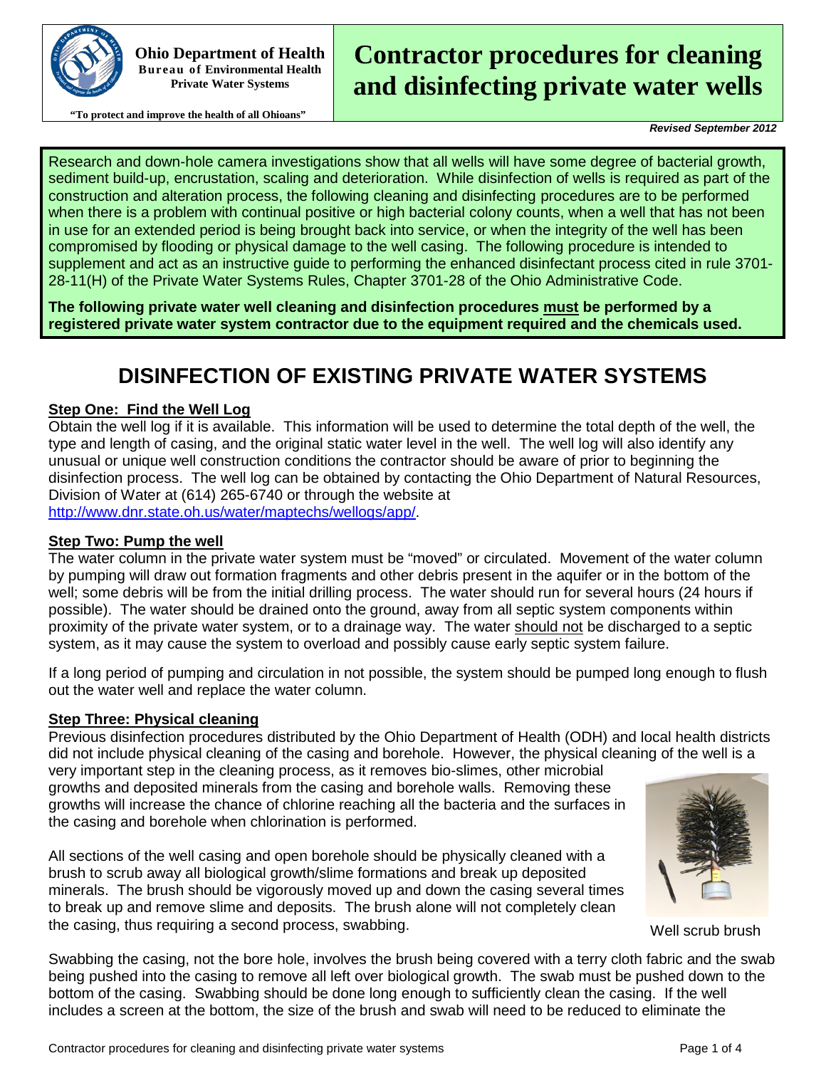**Ohio Department of Health**
**Bureau of Environmental Health**
**Private Water Systems**

**"To protect and improve the health of all Ohioans"**

# Contractor procedures for cleaning and disinfecting private water wells

***Revised September 2012***

Research and down-hole camera investigations show that all wells will have some degree of bacterial growth, sediment build-up, encrustation, scaling and deterioration. While disinfection of wells is required as part of the construction and alteration process, the following cleaning and disinfecting procedures are to be performed when there is a problem with continual positive or high bacterial colony counts, when a well that has not been in use for an extended period is being brought back into service, or when the integrity of the well has been compromised by flooding or physical damage to the well casing. The following procedure is intended to supplement and act as an instructive guide to performing the enhanced disinfectant process cited in rule 3701-28-11(H) of the Private Water Systems Rules, Chapter 3701-28 of the Ohio Administrative Code.

**The following private water well cleaning and disinfection procedures must be performed by a registered private water system contractor due to the equipment required and the chemicals used.**

## DISINFECTION OF EXISTING PRIVATE WATER SYSTEMS

### Step One: Find the Well Log

Obtain the well log if it is available. This information will be used to determine the total depth of the well, the type and length of casing, and the original static water level in the well. The well log will also identify any unusual or unique well construction conditions the contractor should be aware of prior to beginning the disinfection process. The well log can be obtained by contacting the Ohio Department of Natural Resources, Division of Water at (614) 265-6740 or through the website at http://www.dnr.state.oh.us/water/maptechs/wellogs/app/.

### Step Two: Pump the well

The water column in the private water system must be "moved" or circulated. Movement of the water column by pumping will draw out formation fragments and other debris present in the aquifer or in the bottom of the well; some debris will be from the initial drilling process. The water should run for several hours (24 hours if possible). The water should be drained onto the ground, away from all septic system components within proximity of the private water system, or to a drainage way. The water should not be discharged to a septic system, as it may cause the system to overload and possibly cause early septic system failure.

If a long period of pumping and circulation in not possible, the system should be pumped long enough to flush out the water well and replace the water column.

### Step Three: Physical cleaning

Previous disinfection procedures distributed by the Ohio Department of Health (ODH) and local health districts did not include physical cleaning of the casing and borehole. However, the physical cleaning of the well is a very important step in the cleaning process, as it removes bio-slimes, other microbial growths and deposited minerals from the casing and borehole walls. Removing these growths will increase the chance of chlorine reaching all the bacteria and the surfaces in the casing and borehole when chlorination is performed.

All sections of the well casing and open borehole should be physically cleaned with a brush to scrub away all biological growth/slime formations and break up deposited minerals. The brush should be vigorously moved up and down the casing several times to break up and remove slime and deposits. The brush alone will not completely clean the casing, thus requiring a second process, swabbing.

Well scrub brush

Swabbing the casing, not the bore hole, involves the brush being covered with a terry cloth fabric and the swab being pushed into the casing to remove all left over biological growth. The swab must be pushed down to the bottom of the casing. Swabbing should be done long enough to sufficiently clean the casing. If the well includes a screen at the bottom, the size of the brush and swab will need to be reduced to eliminate the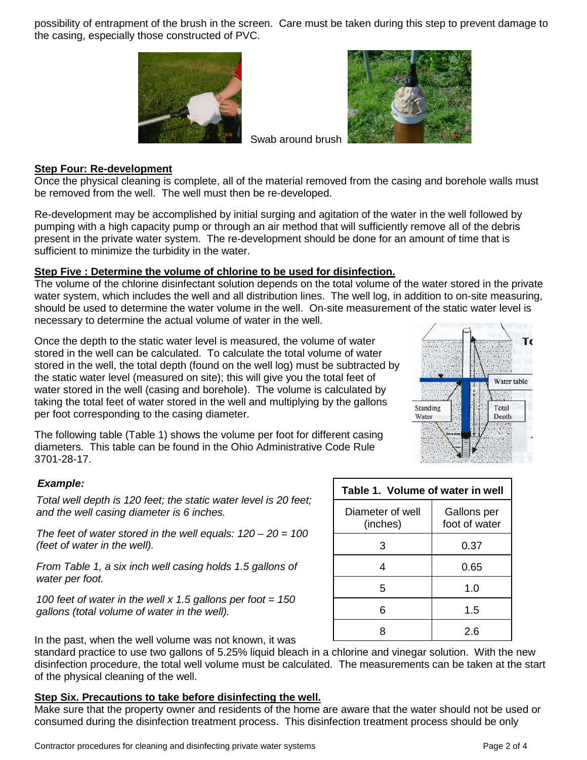possibility of entrapment of the brush in the screen. Care must be taken during this step to prevent damage to the casing, especially those constructed of PVC.

Swab around brush

### Step Four: Re-development

Once the physical cleaning is complete, all of the material removed from the casing and borehole walls must be removed from the well. The well must then be re-developed.

Re-development may be accomplished by initial surging and agitation of the water in the well followed by pumping with a high capacity pump or through an air method that will sufficiently remove all of the debris present in the private water system. The re-development should be done for an amount of time that is sufficient to minimize the turbidity in the water.

### Step Five : Determine the volume of chlorine to be used for disinfection.

The volume of the chlorine disinfectant solution depends on the total volume of the water stored in the private water system, which includes the well and all distribution lines. The well log, in addition to on-site measuring, should be used to determine the water volume in the well. On-site measurement of the static water level is necessary to determine the actual volume of water in the well.

Once the depth to the static water level is measured, the volume of water stored in the well can be calculated. To calculate the total volume of water stored in the well, the total depth (found on the well log) must be subtracted by the static water level (measured on site); this will give you the total feet of water stored in the well (casing and borehole). The volume is calculated by taking the total feet of water stored in the well and multiplying by the gallons per foot corresponding to the casing diameter.

The following table (Table 1) shows the volume per foot for different casing diameters. This table can be found in the Ohio Administrative Code Rule 3701-28-17.

***Example:***

*Total well depth is 120 feet; the static water level is 20 feet; and the well casing diameter is 6 inches.*

*The feet of water stored in the well equals: 120 – 20 = 100 (feet of water in the well).*

*From Table 1, a six inch well casing holds 1.5 gallons of water per foot.*

*100 feet of water in the well x 1.5 gallons per foot = 150 gallons (total volume of water in the well).*

**Table 1. Volume of water in well**

| Diameter of well (inches) | Gallons per foot of water |
|---|---|
| 3 | 0.37 |
| 4 | 0.65 |
| 5 | 1.0 |
| 6 | 1.5 |
| 8 | 2.6 |

In the past, when the well volume was not known, it was standard practice to use two gallons of 5.25% liquid bleach in a chlorine and vinegar solution. With the new disinfection procedure, the total well volume must be calculated. The measurements can be taken at the start of the physical cleaning of the well.

### Step Six. Precautions to take before disinfecting the well.

Make sure that the property owner and residents of the home are aware that the water should not be used or consumed during the disinfection treatment process. This disinfection treatment process should be only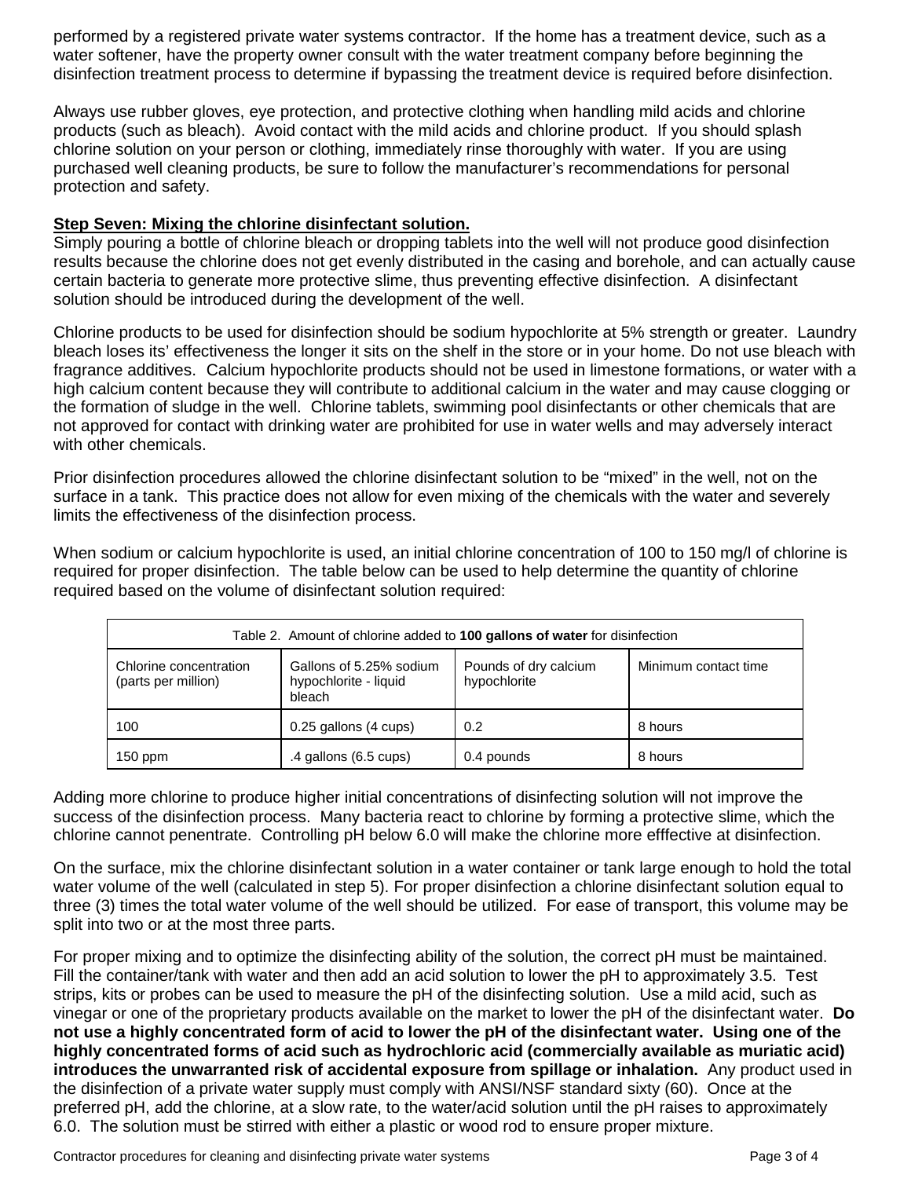performed by a registered private water systems contractor. If the home has a treatment device, such as a water softener, have the property owner consult with the water treatment company before beginning the disinfection treatment process to determine if bypassing the treatment device is required before disinfection.

Always use rubber gloves, eye protection, and protective clothing when handling mild acids and chlorine products (such as bleach). Avoid contact with the mild acids and chlorine product. If you should splash chlorine solution on your person or clothing, immediately rinse thoroughly with water. If you are using purchased well cleaning products, be sure to follow the manufacturer's recommendations for personal protection and safety.

**Step Seven: Mixing the chlorine disinfectant solution.**

Simply pouring a bottle of chlorine bleach or dropping tablets into the well will not produce good disinfection results because the chlorine does not get evenly distributed in the casing and borehole, and can actually cause certain bacteria to generate more protective slime, thus preventing effective disinfection. A disinfectant solution should be introduced during the development of the well.

Chlorine products to be used for disinfection should be sodium hypochlorite at 5% strength or greater. Laundry bleach loses its' effectiveness the longer it sits on the shelf in the store or in your home. Do not use bleach with fragrance additives. Calcium hypochlorite products should not be used in limestone formations, or water with a high calcium content because they will contribute to additional calcium in the water and may cause clogging or the formation of sludge in the well. Chlorine tablets, swimming pool disinfectants or other chemicals that are not approved for contact with drinking water are prohibited for use in water wells and may adversely interact with other chemicals.

Prior disinfection procedures allowed the chlorine disinfectant solution to be "mixed" in the well, not on the surface in a tank. This practice does not allow for even mixing of the chemicals with the water and severely limits the effectiveness of the disinfection process.

When sodium or calcium hypochlorite is used, an initial chlorine concentration of 100 to 150 mg/l of chlorine is required for proper disinfection. The table below can be used to help determine the quantity of chlorine required based on the volume of disinfectant solution required:

Table 2. Amount of chlorine added to **100 gallons of water** for disinfection

| Chlorine concentration (parts per million) | Gallons of 5.25% sodium hypochlorite - liquid bleach | Pounds of dry calcium hypochlorite | Minimum contact time |
|---|---|---|---|
| 100 | 0.25 gallons (4 cups) | 0.2 | 8 hours |
| 150 ppm | .4 gallons (6.5 cups) | 0.4 pounds | 8 hours |

Adding more chlorine to produce higher initial concentrations of disinfecting solution will not improve the success of the disinfection process. Many bacteria react to chlorine by forming a protective slime, which the chlorine cannot penentrate. Controlling pH below 6.0 will make the chlorine more efffective at disinfection.

On the surface, mix the chlorine disinfectant solution in a water container or tank large enough to hold the total water volume of the well (calculated in step 5). For proper disinfection a chlorine disinfectant solution equal to three (3) times the total water volume of the well should be utilized. For ease of transport, this volume may be split into two or at the most three parts.

For proper mixing and to optimize the disinfecting ability of the solution, the correct pH must be maintained. Fill the container/tank with water and then add an acid solution to lower the pH to approximately 3.5. Test strips, kits or probes can be used to measure the pH of the disinfecting solution. Use a mild acid, such as vinegar or one of the proprietary products available on the market to lower the pH of the disinfectant water. **Do not use a highly concentrated form of acid to lower the pH of the disinfectant water. Using one of the highly concentrated forms of acid such as hydrochloric acid (commercially available as muriatic acid) introduces the unwarranted risk of accidental exposure from spillage or inhalation.** Any product used in the disinfection of a private water supply must comply with ANSI/NSF standard sixty (60). Once at the preferred pH, add the chlorine, at a slow rate, to the water/acid solution until the pH raises to approximately 6.0. The solution must be stirred with either a plastic or wood rod to ensure proper mixture.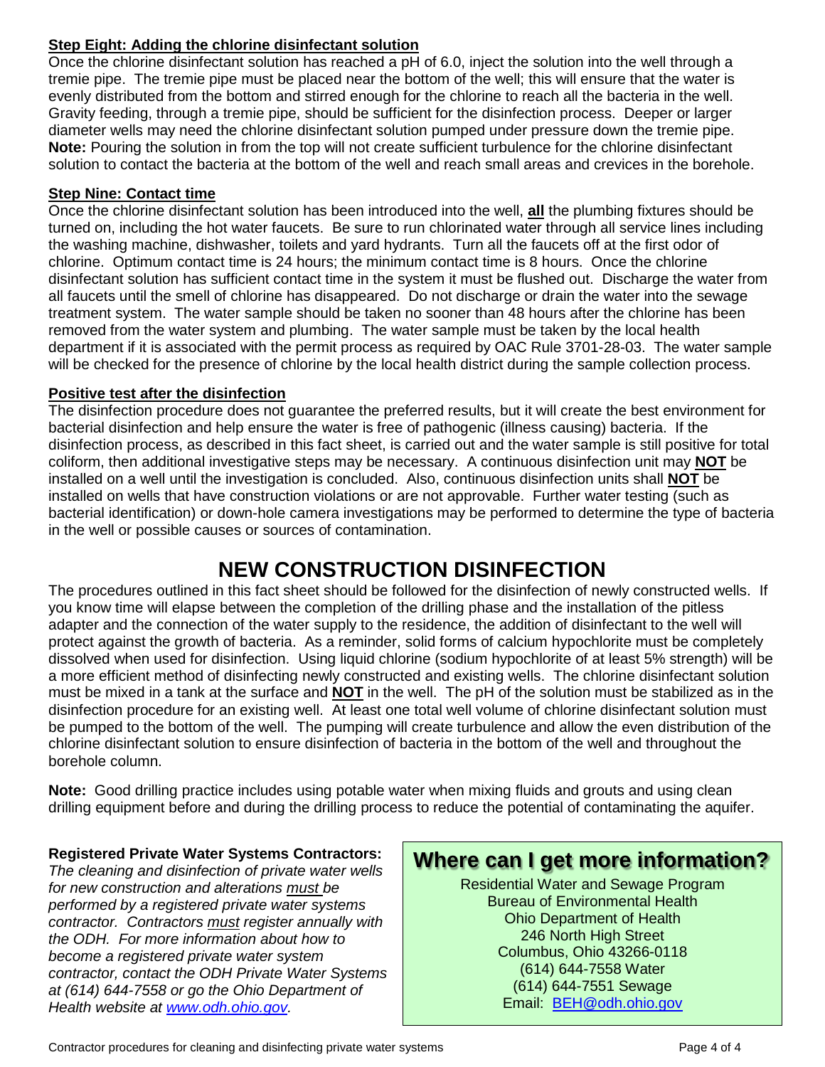### Step Eight: Adding the chlorine disinfectant solution

Once the chlorine disinfectant solution has reached a pH of 6.0, inject the solution into the well through a tremie pipe. The tremie pipe must be placed near the bottom of the well; this will ensure that the water is evenly distributed from the bottom and stirred enough for the chlorine to reach all the bacteria in the well. Gravity feeding, through a tremie pipe, should be sufficient for the disinfection process. Deeper or larger diameter wells may need the chlorine disinfectant solution pumped under pressure down the tremie pipe. **Note:** Pouring the solution in from the top will not create sufficient turbulence for the chlorine disinfectant solution to contact the bacteria at the bottom of the well and reach small areas and crevices in the borehole.

### Step Nine: Contact time

Once the chlorine disinfectant solution has been introduced into the well, **all** the plumbing fixtures should be turned on, including the hot water faucets. Be sure to run chlorinated water through all service lines including the washing machine, dishwasher, toilets and yard hydrants. Turn all the faucets off at the first odor of chlorine. Optimum contact time is 24 hours; the minimum contact time is 8 hours. Once the chlorine disinfectant solution has sufficient contact time in the system it must be flushed out. Discharge the water from all faucets until the smell of chlorine has disappeared. Do not discharge or drain the water into the sewage treatment system. The water sample should be taken no sooner than 48 hours after the chlorine has been removed from the water system and plumbing. The water sample must be taken by the local health department if it is associated with the permit process as required by OAC Rule 3701-28-03. The water sample will be checked for the presence of chlorine by the local health district during the sample collection process.

### Positive test after the disinfection

The disinfection procedure does not guarantee the preferred results, but it will create the best environment for bacterial disinfection and help ensure the water is free of pathogenic (illness causing) bacteria. If the disinfection process, as described in this fact sheet, is carried out and the water sample is still positive for total coliform, then additional investigative steps may be necessary. A continuous disinfection unit may **NOT** be installed on a well until the investigation is concluded. Also, continuous disinfection units shall **NOT** be installed on wells that have construction violations or are not approvable. Further water testing (such as bacterial identification) or down-hole camera investigations may be performed to determine the type of bacteria in the well or possible causes or sources of contamination.

## NEW CONSTRUCTION DISINFECTION

The procedures outlined in this fact sheet should be followed for the disinfection of newly constructed wells. If you know time will elapse between the completion of the drilling phase and the installation of the pitless adapter and the connection of the water supply to the residence, the addition of disinfectant to the well will protect against the growth of bacteria. As a reminder, solid forms of calcium hypochlorite must be completely dissolved when used for disinfection. Using liquid chlorine (sodium hypochlorite of at least 5% strength) will be a more efficient method of disinfecting newly constructed and existing wells. The chlorine disinfectant solution must be mixed in a tank at the surface and **NOT** in the well. The pH of the solution must be stabilized as in the disinfection procedure for an existing well. At least one total well volume of chlorine disinfectant solution must be pumped to the bottom of the well. The pumping will create turbulence and allow the even distribution of the chlorine disinfectant solution to ensure disinfection of bacteria in the bottom of the well and throughout the borehole column.

**Note:** Good drilling practice includes using potable water when mixing fluids and grouts and using clean drilling equipment before and during the drilling process to reduce the potential of contaminating the aquifer.

**Registered Private Water Systems Contractors:**
*The cleaning and disinfection of private water wells for new construction and alterations must be performed by a registered private water systems contractor. Contractors must register annually with the ODH. For more information about how to become a registered private water system contractor, contact the ODH Private Water Systems at (614) 644-7558 or go the Ohio Department of Health website at www.odh.ohio.gov.*

## Where can I get more information?

Residential Water and Sewage Program
Bureau of Environmental Health
Ohio Department of Health
246 North High Street
Columbus, Ohio 43266-0118
(614) 644-7558 Water
(614) 644-7551 Sewage
Email: BEH@odh.ohio.gov